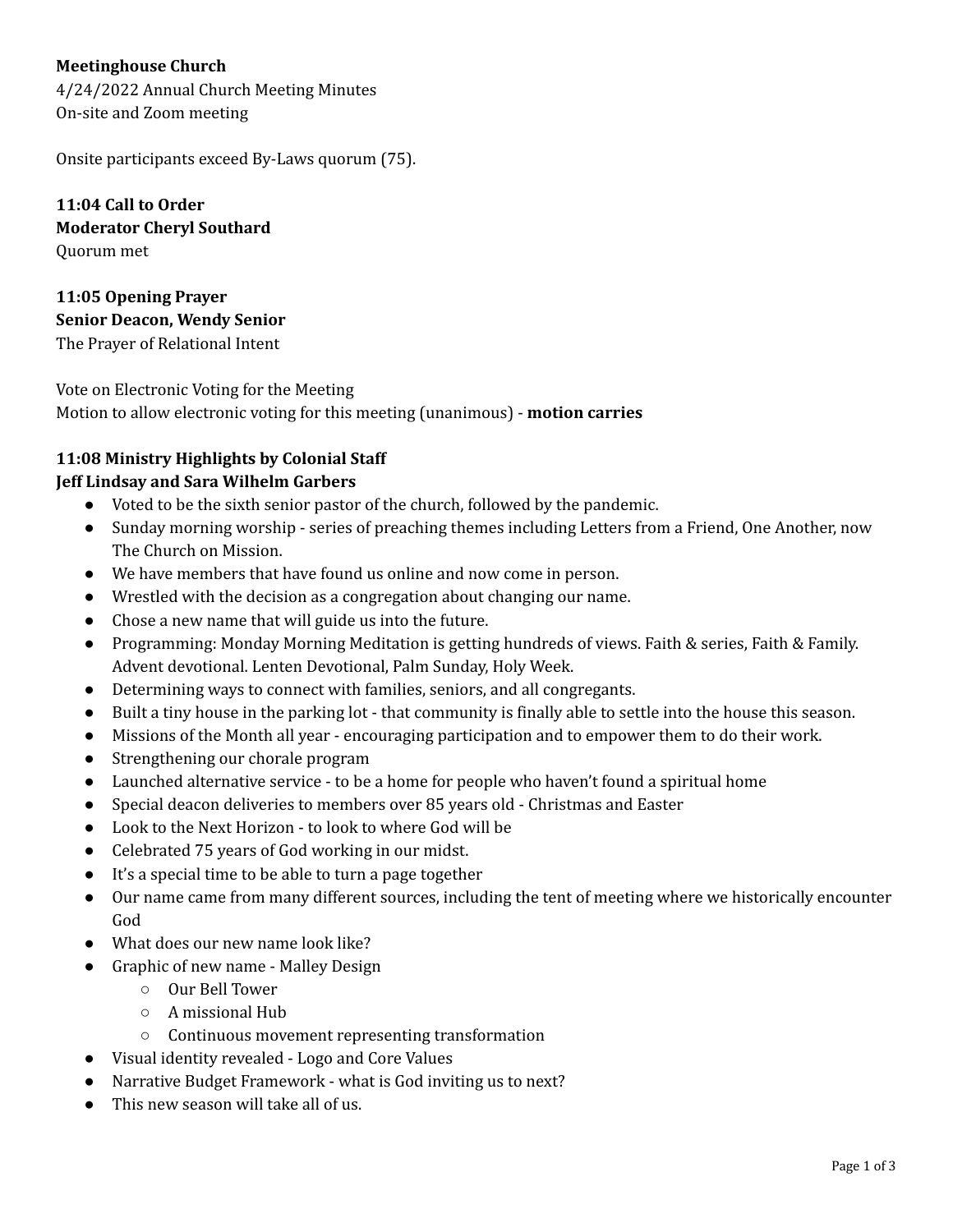**Meetinghouse Church**
4/24/2022 Annual Church Meeting Minutes
On-site and Zoom meeting

Onsite participants exceed By-Laws quorum (75).

**11:04 Call to Order**
**Moderator Cheryl Southard**
Quorum met

**11:05 Opening Prayer**
**Senior Deacon, Wendy Senior**
The Prayer of Relational Intent

Vote on Electronic Voting for the Meeting
Motion to allow electronic voting for this meeting (unanimous) - **motion carries**

**11:08 Ministry Highlights by Colonial Staff**
**Jeff Lindsay and Sara Wilhelm Garbers**

- Voted to be the sixth senior pastor of the church, followed by the pandemic.
- Sunday morning worship - series of preaching themes including Letters from a Friend, One Another, now The Church on Mission.
- We have members that have found us online and now come in person.
- Wrestled with the decision as a congregation about changing our name.
- Chose a new name that will guide us into the future.
- Programming: Monday Morning Meditation is getting hundreds of views. Faith & series, Faith & Family. Advent devotional. Lenten Devotional, Palm Sunday, Holy Week.
- Determining ways to connect with families, seniors, and all congregants.
- Built a tiny house in the parking lot - that community is finally able to settle into the house this season.
- Missions of the Month all year - encouraging participation and to empower them to do their work.
- Strengthening our chorale program
- Launched alternative service - to be a home for people who haven't found a spiritual home
- Special deacon deliveries to members over 85 years old - Christmas and Easter
- Look to the Next Horizon - to look to where God will be
- Celebrated 75 years of God working in our midst.
- It's a special time to be able to turn a page together
- Our name came from many different sources, including the tent of meeting where we historically encounter God
- What does our new name look like?
- Graphic of new name - Malley Design
  - Our Bell Tower
  - A missional Hub
  - Continuous movement representing transformation
- Visual identity revealed - Logo and Core Values
- Narrative Budget Framework - what is God inviting us to next?
- This new season will take all of us.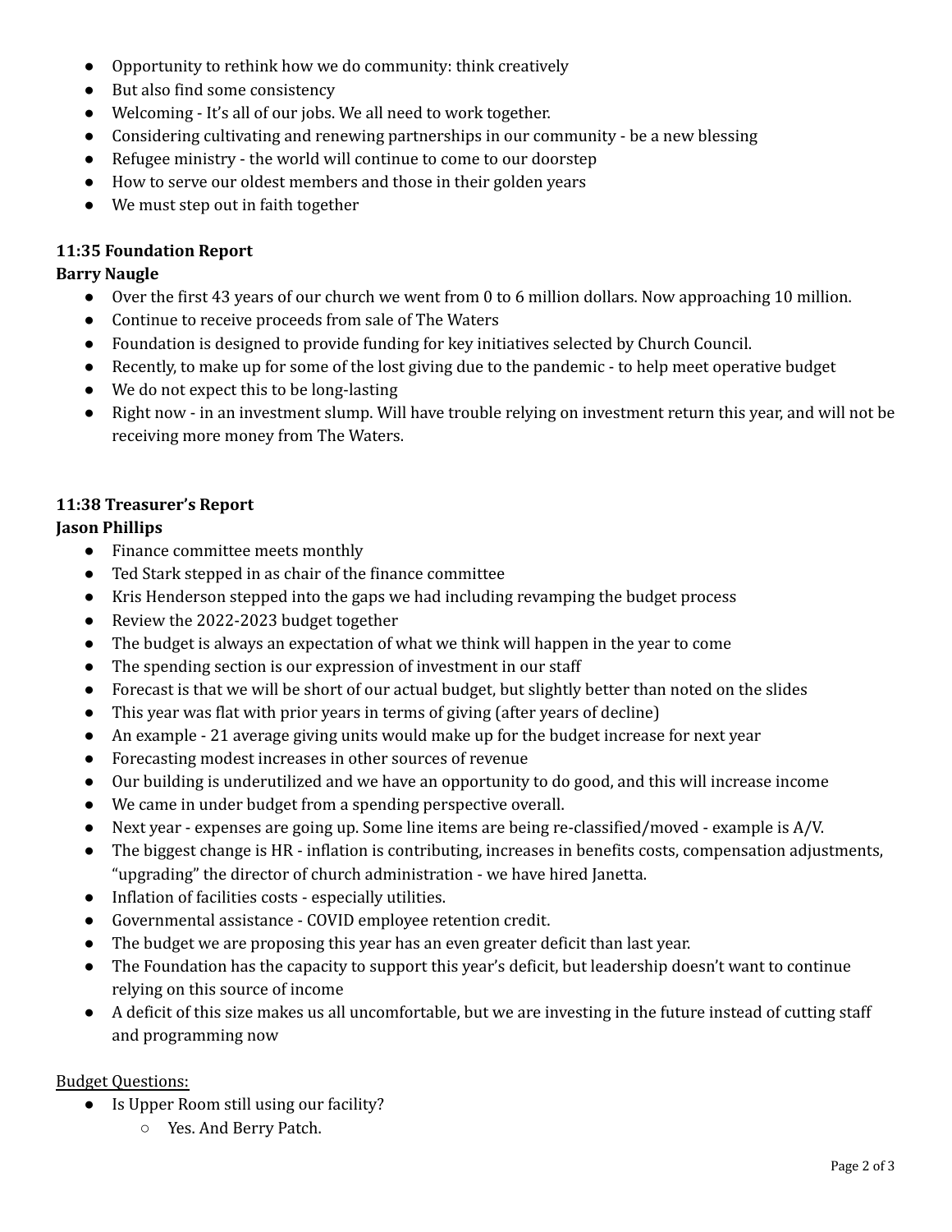- Opportunity to rethink how we do community: think creatively
- But also find some consistency
- Welcoming - It's all of our jobs. We all need to work together.
- Considering cultivating and renewing partnerships in our community - be a new blessing
- Refugee ministry - the world will continue to come to our doorstep
- How to serve our oldest members and those in their golden years
- We must step out in faith together

**11:35 Foundation Report**
**Barry Naugle**

- Over the first 43 years of our church we went from 0 to 6 million dollars. Now approaching 10 million.
- Continue to receive proceeds from sale of The Waters
- Foundation is designed to provide funding for key initiatives selected by Church Council.
- Recently, to make up for some of the lost giving due to the pandemic - to help meet operative budget
- We do not expect this to be long-lasting
- Right now - in an investment slump. Will have trouble relying on investment return this year, and will not be receiving more money from The Waters.

**11:38 Treasurer's Report**
**Jason Phillips**

- Finance committee meets monthly
- Ted Stark stepped in as chair of the finance committee
- Kris Henderson stepped into the gaps we had including revamping the budget process
- Review the 2022-2023 budget together
- The budget is always an expectation of what we think will happen in the year to come
- The spending section is our expression of investment in our staff
- Forecast is that we will be short of our actual budget, but slightly better than noted on the slides
- This year was flat with prior years in terms of giving (after years of decline)
- An example - 21 average giving units would make up for the budget increase for next year
- Forecasting modest increases in other sources of revenue
- Our building is underutilized and we have an opportunity to do good, and this will increase income
- We came in under budget from a spending perspective overall.
- Next year - expenses are going up. Some line items are being re-classified/moved - example is A/V.
- The biggest change is HR - inflation is contributing, increases in benefits costs, compensation adjustments, "upgrading" the director of church administration - we have hired Janetta.
- Inflation of facilities costs - especially utilities.
- Governmental assistance - COVID employee retention credit.
- The budget we are proposing this year has an even greater deficit than last year.
- The Foundation has the capacity to support this year's deficit, but leadership doesn't want to continue relying on this source of income
- A deficit of this size makes us all uncomfortable, but we are investing in the future instead of cutting staff and programming now

<u>Budget Questions:</u>

- Is Upper Room still using our facility?
  - Yes. And Berry Patch.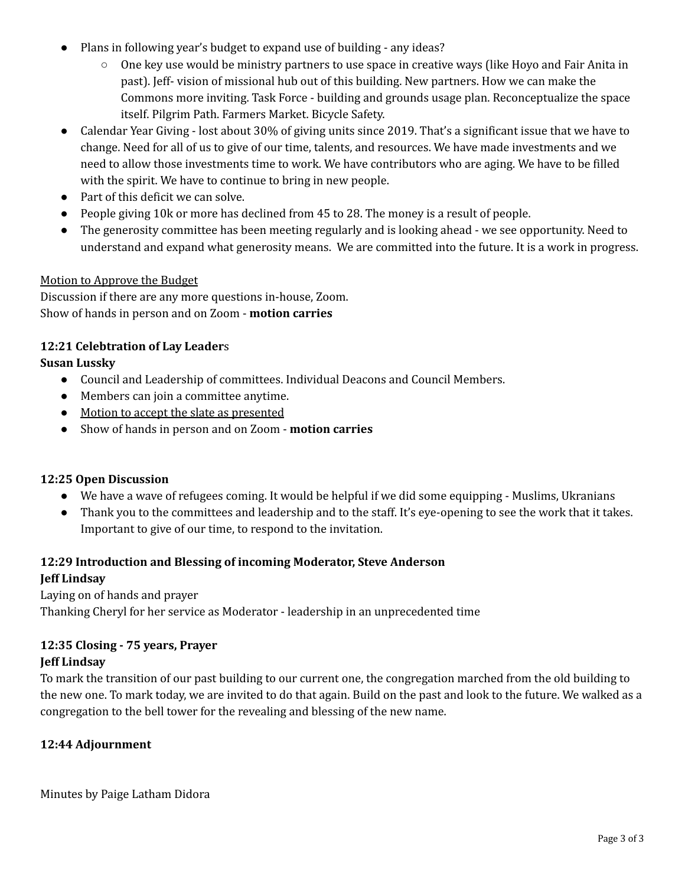- Plans in following year's budget to expand use of building - any ideas?
    - One key use would be ministry partners to use space in creative ways (like Hoyo and Fair Anita in past). Jeff- vision of missional hub out of this building. New partners. How we can make the Commons more inviting. Task Force - building and grounds usage plan. Reconceptualize the space itself. Pilgrim Path. Farmers Market. Bicycle Safety.
- Calendar Year Giving - lost about 30% of giving units since 2019. That's a significant issue that we have to change. Need for all of us to give of our time, talents, and resources. We have made investments and we need to allow those investments time to work. We have contributors who are aging. We have to be filled with the spirit. We have to continue to bring in new people.
- Part of this deficit we can solve.
- People giving 10k or more has declined from 45 to 28. The money is a result of people.
- The generosity committee has been meeting regularly and is looking ahead - we see opportunity. Need to understand and expand what generosity means. We are committed into the future. It is a work in progress.

<u>Motion to Approve the Budget</u>
Discussion if there are any more questions in-house, Zoom.
Show of hands in person and on Zoom - **motion carries**

**12:21 Celebtration of Lay Leader**s
**Susan Lussky**

- Council and Leadership of committees. Individual Deacons and Council Members.
- Members can join a committee anytime.
- <u>Motion to accept the slate as presented</u>
- Show of hands in person and on Zoom - **motion carries**

**12:25 Open Discussion**

- We have a wave of refugees coming. It would be helpful if we did some equipping - Muslims, Ukranians
- Thank you to the committees and leadership and to the staff. It's eye-opening to see the work that it takes. Important to give of our time, to respond to the invitation.

**12:29 Introduction and Blessing of incoming Moderator, Steve Anderson**
**Jeff Lindsay**
Laying on of hands and prayer
Thanking Cheryl for her service as Moderator - leadership in an unprecedented time

**12:35 Closing - 75 years, Prayer**
**Jeff Lindsay**
To mark the transition of our past building to our current one, the congregation marched from the old building to the new one. To mark today, we are invited to do that again. Build on the past and look to the future. We walked as a congregation to the bell tower for the revealing and blessing of the new name.

**12:44 Adjournment**

Minutes by Paige Latham Didora